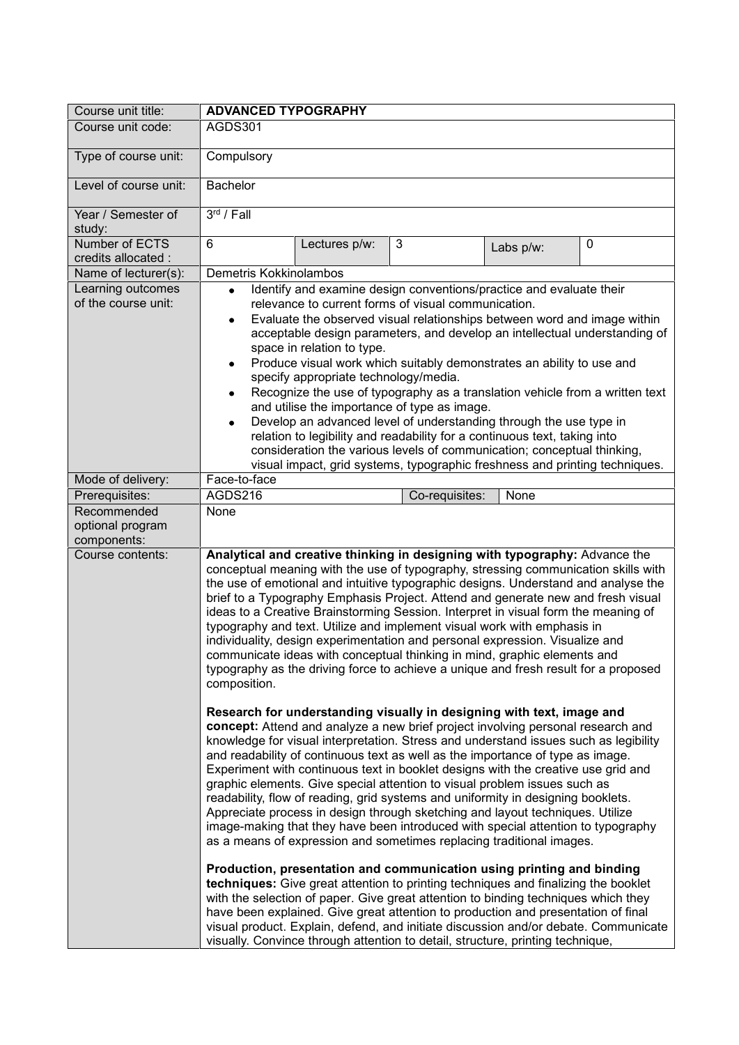| Course unit title: | **ADVANCED TYPOGRAPHY** | | | | |
|---|---|---|---|---|---|
| Course unit code: | AGDS301 | | | | |
| Type of course unit: | Compulsory | | | | |
| Level of course unit: | Bachelor | | | | |
| Year / Semester of study: | 3rd / Fall | | | | |
| Number of ECTS credits allocated : | 6 | Lectures p/w: | 3 | Labs p/w: | 0 |
| Name of lecturer(s): | Demetris Kokkinolambos | | | | |
| Learning outcomes of the course unit: | • Identify and examine design conventions/practice and evaluate their relevance to current forms of visual communication.<br>• Evaluate the observed visual relationships between word and image within acceptable design parameters, and develop an intellectual understanding of space in relation to type.<br>• Produce visual work which suitably demonstrates an ability to use and specify appropriate technology/media.<br>• Recognize the use of typography as a translation vehicle from a written text and utilise the importance of type as image.<br>• Develop an advanced level of understanding through the use type in relation to legibility and readability for a continuous text, taking into consideration the various levels of communication; conceptual thinking, visual impact, grid systems, typographic freshness and printing techniques. | | | | |
| Mode of delivery: | Face-to-face | | | | |
| Prerequisites: | AGDS216 | | Co-requisites: | None | |
| Recommended optional program components: | None | | | | |
| Course contents: | **Analytical and creative thinking in designing with typography:** Advance the conceptual meaning with the use of typography, stressing communication skills with the use of emotional and intuitive typographic designs. Understand and analyse the brief to a Typography Emphasis Project. Attend and generate new and fresh visual ideas to a Creative Brainstorming Session. Interpret in visual form the meaning of typography and text. Utilize and implement visual work with emphasis in individuality, design experimentation and personal expression. Visualize and communicate ideas with conceptual thinking in mind, graphic elements and typography as the driving force to achieve a unique and fresh result for a proposed composition.<br><br>**Research for understanding visually in designing with text, image and concept:** Attend and analyze a new brief project involving personal research and knowledge for visual interpretation. Stress and understand issues such as legibility and readability of continuous text as well as the importance of type as image. Experiment with continuous text in booklet designs with the creative use grid and graphic elements. Give special attention to visual problem issues such as readability, flow of reading, grid systems and uniformity in designing booklets. Appreciate process in design through sketching and layout techniques. Utilize image-making that they have been introduced with special attention to typography as a means of expression and sometimes replacing traditional images.<br><br>**Production, presentation and communication using printing and binding techniques:** Give great attention to printing techniques and finalizing the booklet with the selection of paper. Give great attention to binding techniques which they have been explained. Give great attention to production and presentation of final visual product. Explain, defend, and initiate discussion and/or debate. Communicate visually. Convince through attention to detail, structure, printing technique, | | | | |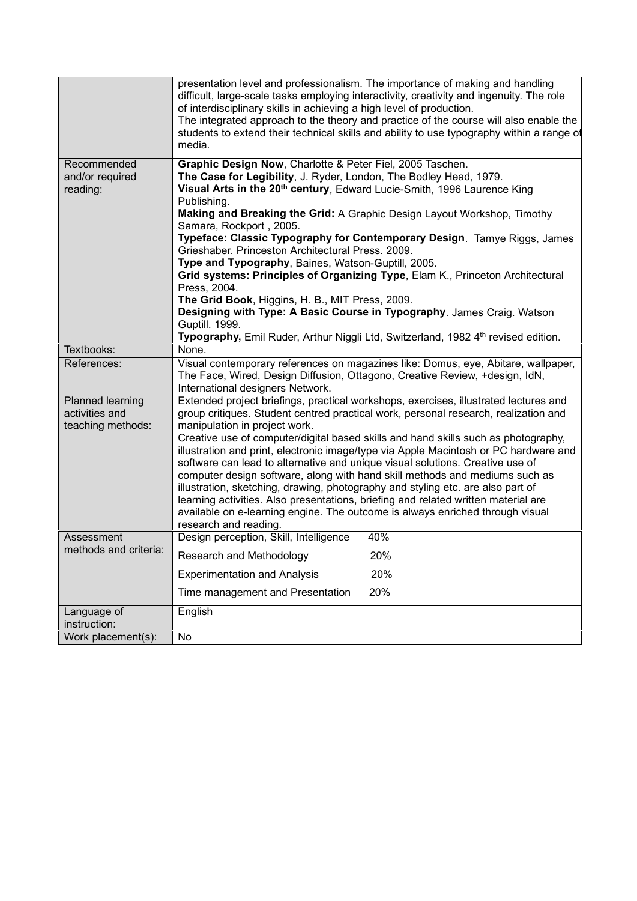| | |
|---|---|
| | presentation level and professionalism. The importance of making and handling difficult, large-scale tasks employing interactivity, creativity and ingenuity. The role of interdisciplinary skills in achieving a high level of production.<br>The integrated approach to the theory and practice of the course will also enable the students to extend their technical skills and ability to use typography within a range of media. |
| Recommended and/or required reading: | **Graphic Design Now**, Charlotte & Peter Fiel, 2005 Taschen.<br>**The Case for Legibility**, J. Ryder, London, The Bodley Head, 1979.<br>**Visual Arts in the 20th century**, Edward Lucie-Smith, 1996 Laurence King Publishing.<br>**Making and Breaking the Grid:** A Graphic Design Layout Workshop, Timothy Samara, Rockport , 2005.<br>**Typeface: Classic Typography for Contemporary Design**. Tamye Riggs, James Grieshaber. Princeston Architectural Press. 2009.<br>**Type and Typography**, Baines, Watson-Guptill, 2005.<br>**Grid systems: Principles of Organizing Type**, Elam K., Princeton Architectural Press, 2004.<br>**The Grid Book**, Higgins, H. B., MIT Press, 2009.<br>**Designing with Type: A Basic Course in Typography**. James Craig. Watson Guptill. 1999.<br>**Typography,** Emil Ruder, Arthur Niggli Ltd, Switzerland, 1982 4th revised edition. |
| Textbooks: | None. |
| References: | Visual contemporary references on magazines like: Domus, eye, Abitare, wallpaper, The Face, Wired, Design Diffusion, Ottagono, Creative Review, +design, IdN, International designers Network. |
| Planned learning activities and teaching methods: | Extended project briefings, practical workshops, exercises, illustrated lectures and group critiques. Student centred practical work, personal research, realization and manipulation in project work.<br>Creative use of computer/digital based skills and hand skills such as photography, illustration and print, electronic image/type via Apple Macintosh or PC hardware and software can lead to alternative and unique visual solutions. Creative use of computer design software, along with hand skill methods and mediums such as illustration, sketching, drawing, photography and styling etc. are also part of learning activities. Also presentations, briefing and related written material are available on e-learning engine. The outcome is always enriched through visual research and reading. |
| Assessment methods and criteria: | Design perception, Skill, Intelligence 40%<br>Research and Methodology 20%<br>Experimentation and Analysis 20%<br>Time management and Presentation 20% |
| Language of instruction: | English |
| Work placement(s): | No |